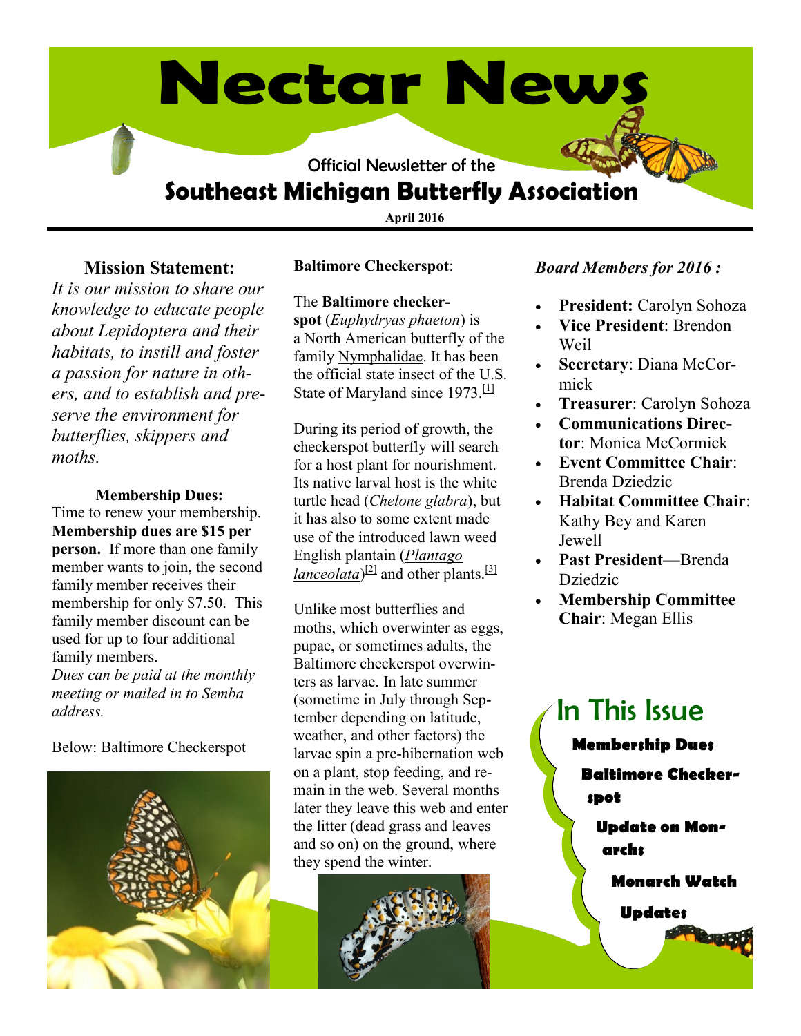# Nectar News

Official Newsletter of the

## Southeast Michigan Butterfly Association

April 2016

### Mission Statement:

*It is our mission to share our knowledge to educate people about Lepidoptera and their habitats, to instill and foster a passion for nature in others, and to establish and preserve the environment for butterflies, skippers and moths.*

**Membership Dues:**

Time to renew your membership. **Membership dues are $15 per person.** If more than one family member wants to join, the second family member receives their membership for only $7.50. This family member discount can be used for up to four additional family members.

*Dues can be paid at the monthly meeting or mailed in to Semba address.*

Below: Baltimore Checkerspot

**Baltimore Checkerspot**:

The **Baltimore checkerspot** (*Euphydryas phaeton*) is a North American butterfly of the family Nymphalidae. It has been the official state insect of the U.S. State of Maryland since 1973.[1]

During its period of growth, the checkerspot butterfly will search for a host plant for nourishment. Its native larval host is the white turtle head (*Chelone glabra*), but it has also to some extent made use of the introduced lawn weed English plantain (*Plantago lanceolata*)[2] and other plants.[3]

Unlike most butterflies and moths, which overwinter as eggs, pupae, or sometimes adults, the Baltimore checkerspot overwinters as larvae. In late summer (sometime in July through September depending on latitude, weather, and other factors) the larvae spin a pre-hibernation web on a plant, stop feeding, and remain in the web. Several months later they leave this web and enter the litter (dead grass and leaves and so on) on the ground, where they spend the winter.

*Board Members for 2016 :*

- **President:** Carolyn Sohoza
- **Vice President**: Brendon Weil
- **Secretary**: Diana McCormick
- **Treasurer**: Carolyn Sohoza
- **Communications Director**: Monica McCormick
- **Event Committee Chair**: Brenda Dziedzic
- **Habitat Committee Chair**: Kathy Bey and Karen Jewell
- **Past President**—Brenda Dziedzic
- **Membership Committee Chair**: Megan Ellis

## In This Issue

**Membership Dues**

**Baltimore Checkerspot**

**Update on Monarchs**

**Monarch Watch**

**Updates**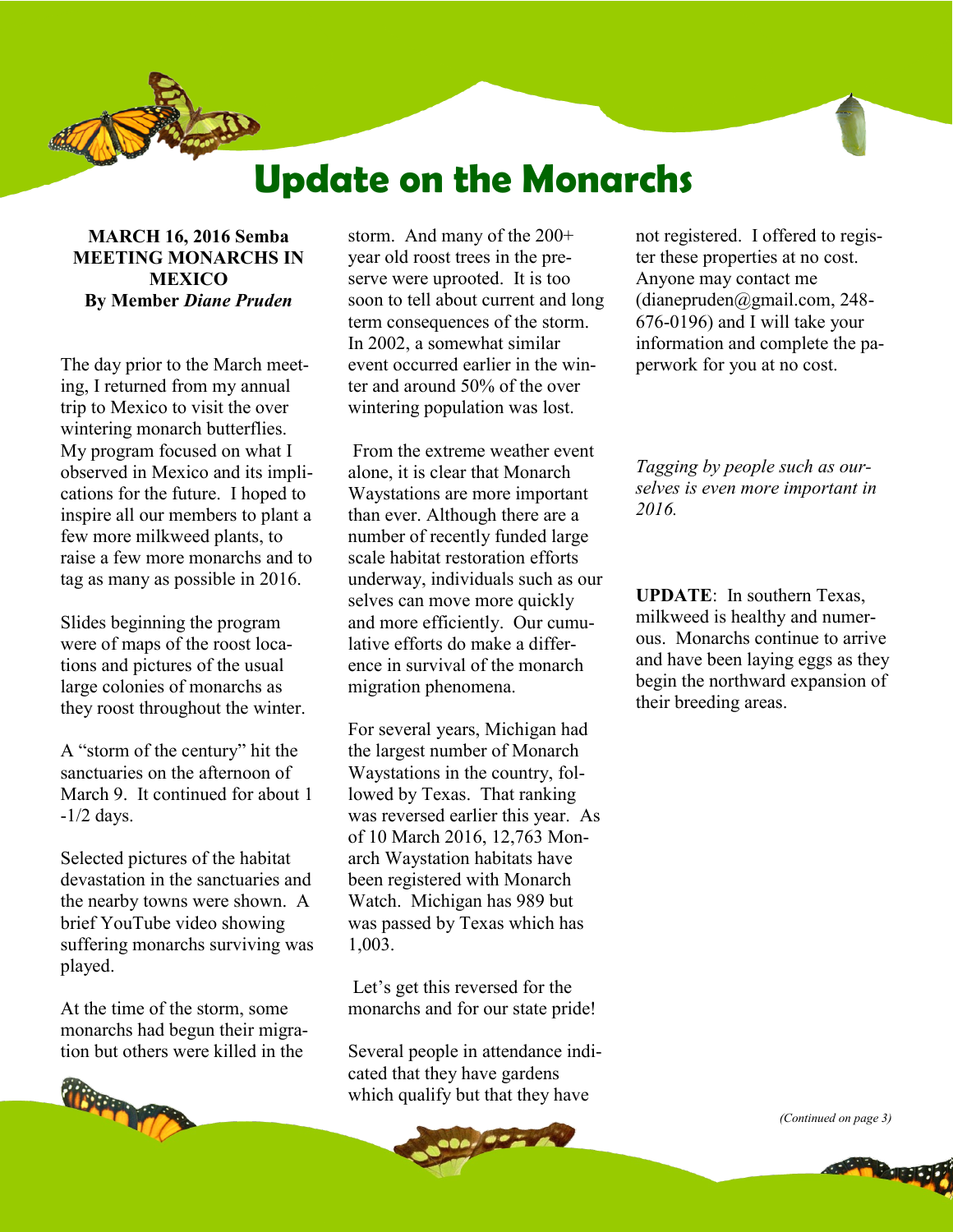# Update on the Monarchs

**MARCH 16, 2016 Semba MEETING MONARCHS IN MEXICO**
**By Member *Diane Pruden***

The day prior to the March meeting, I returned from my annual trip to Mexico to visit the over wintering monarch butterflies. My program focused on what I observed in Mexico and its implications for the future. I hoped to inspire all our members to plant a few more milkweed plants, to raise a few more monarchs and to tag as many as possible in 2016.

Slides beginning the program were of maps of the roost locations and pictures of the usual large colonies of monarchs as they roost throughout the winter.

A "storm of the century" hit the sanctuaries on the afternoon of March 9. It continued for about 1-1/2 days.

Selected pictures of the habitat devastation in the sanctuaries and the nearby towns were shown. A brief YouTube video showing suffering monarchs surviving was played.

At the time of the storm, some monarchs had begun their migration but others were killed in the storm. And many of the 200+ year old roost trees in the preserve were uprooted. It is too soon to tell about current and long term consequences of the storm. In 2002, a somewhat similar event occurred earlier in the winter and around 50% of the over wintering population was lost.

From the extreme weather event alone, it is clear that Monarch Waystations are more important than ever. Although there are a number of recently funded large scale habitat restoration efforts underway, individuals such as our selves can move more quickly and more efficiently. Our cumulative efforts do make a difference in survival of the monarch migration phenomena.

For several years, Michigan had the largest number of Monarch Waystations in the country, followed by Texas. That ranking was reversed earlier this year. As of 10 March 2016, 12,763 Monarch Waystation habitats have been registered with Monarch Watch. Michigan has 989 but was passed by Texas which has 1,003.

Let's get this reversed for the monarchs and for our state pride!

Several people in attendance indicated that they have gardens which qualify but that they have not registered. I offered to register these properties at no cost. Anyone may contact me (dianepruden@gmail.com, 248-676-0196) and I will take your information and complete the paperwork for you at no cost.

*Tagging by people such as ourselves is even more important in 2016.*

**UPDATE**: In southern Texas, milkweed is healthy and numerous. Monarchs continue to arrive and have been laying eggs as they begin the northward expansion of their breeding areas.

*(Continued on page 3)*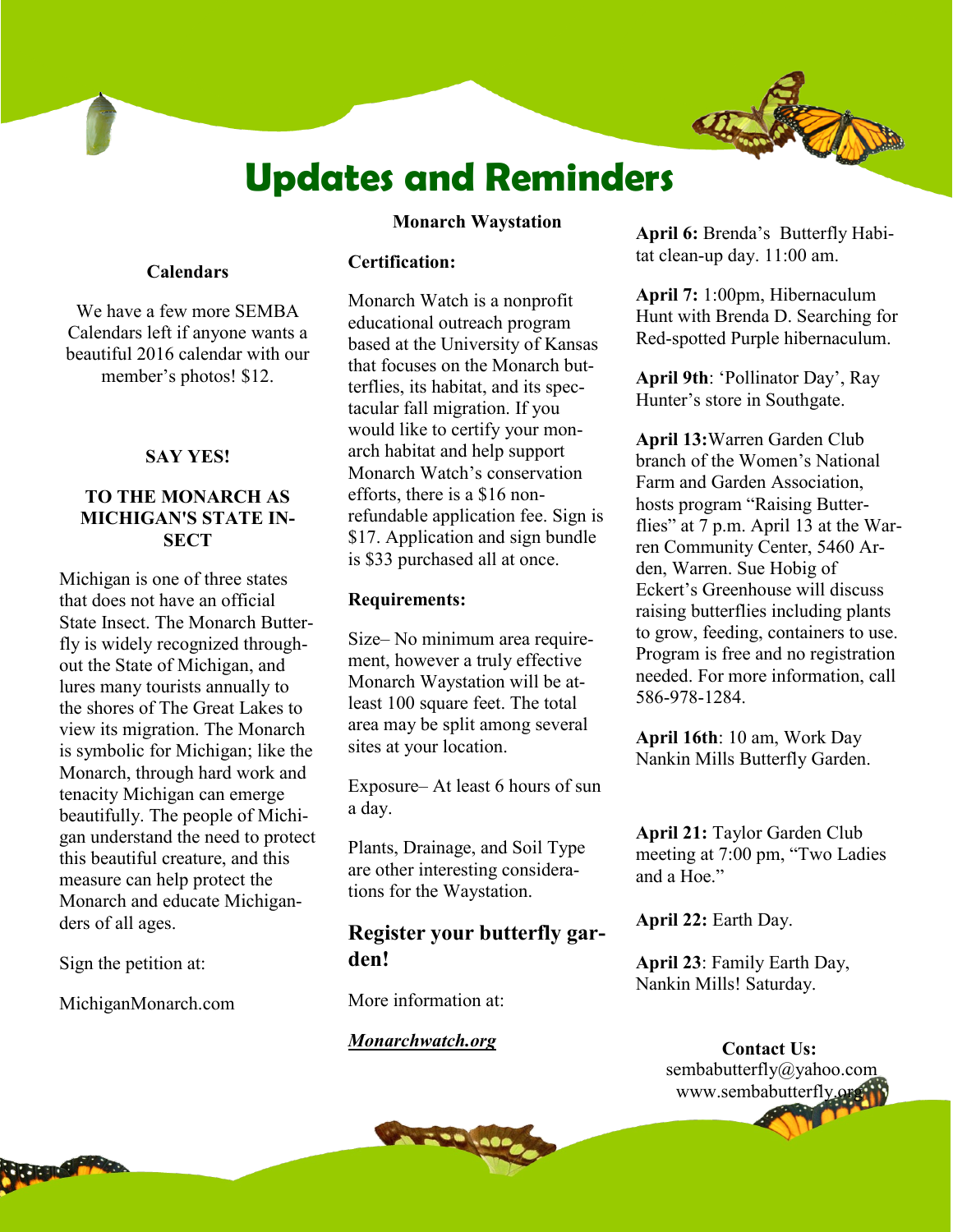# Updates and Reminders

### Calendars

We have a few more SEMBA Calendars left if anyone wants a beautiful 2016 calendar with our member's photos! $12.

### SAY YES!

### TO THE MONARCH AS MICHIGAN'S STATE INSECT

Michigan is one of three states that does not have an official State Insect. The Monarch Butterfly is widely recognized throughout the State of Michigan, and lures many tourists annually to the shores of The Great Lakes to view its migration. The Monarch is symbolic for Michigan; like the Monarch, through hard work and tenacity Michigan can emerge beautifully. The people of Michigan understand the need to protect this beautiful creature, and this measure can help protect the Monarch and educate Michiganders of all ages.

Sign the petition at:

MichiganMonarch.com

### Monarch Waystation

**Certification:**

Monarch Watch is a nonprofit educational outreach program based at the University of Kansas that focuses on the Monarch butterflies, its habitat, and its spectacular fall migration. If you would like to certify your monarch habitat and help support Monarch Watch's conservation efforts, there is a $16 non-refundable application fee. Sign is $17. Application and sign bundle is $33 purchased all at once.

**Requirements:**

Size– No minimum area requirement, however a truly effective Monarch Waystation will be at-least 100 square feet. The total area may be split among several sites at your location.

Exposure– At least 6 hours of sun a day.

Plants, Drainage, and Soil Type are other interesting considerations for the Waystation.

### Register your butterfly garden!

More information at:

***Monarchwatch.org***

**April 6:** Brenda's Butterfly Habitat clean-up day. 11:00 am.

**April 7:** 1:00pm, Hibernaculum Hunt with Brenda D. Searching for Red-spotted Purple hibernaculum.

**April 9th**: 'Pollinator Day', Ray Hunter's store in Southgate.

**April 13:** Warren Garden Club branch of the Women's National Farm and Garden Association, hosts program "Raising Butterflies" at 7 p.m. April 13 at the Warren Community Center, 5460 Arden, Warren. Sue Hobig of Eckert's Greenhouse will discuss raising butterflies including plants to grow, feeding, containers to use. Program is free and no registration needed. For more information, call 586-978-1284.

**April 16th**: 10 am, Work Day Nankin Mills Butterfly Garden.

**April 21:** Taylor Garden Club meeting at 7:00 pm, "Two Ladies and a Hoe."

**April 22:** Earth Day.

**April 23**: Family Earth Day, Nankin Mills! Saturday.

**Contact Us:**
sembabutterfly@yahoo.com
www.sembabutterfly.org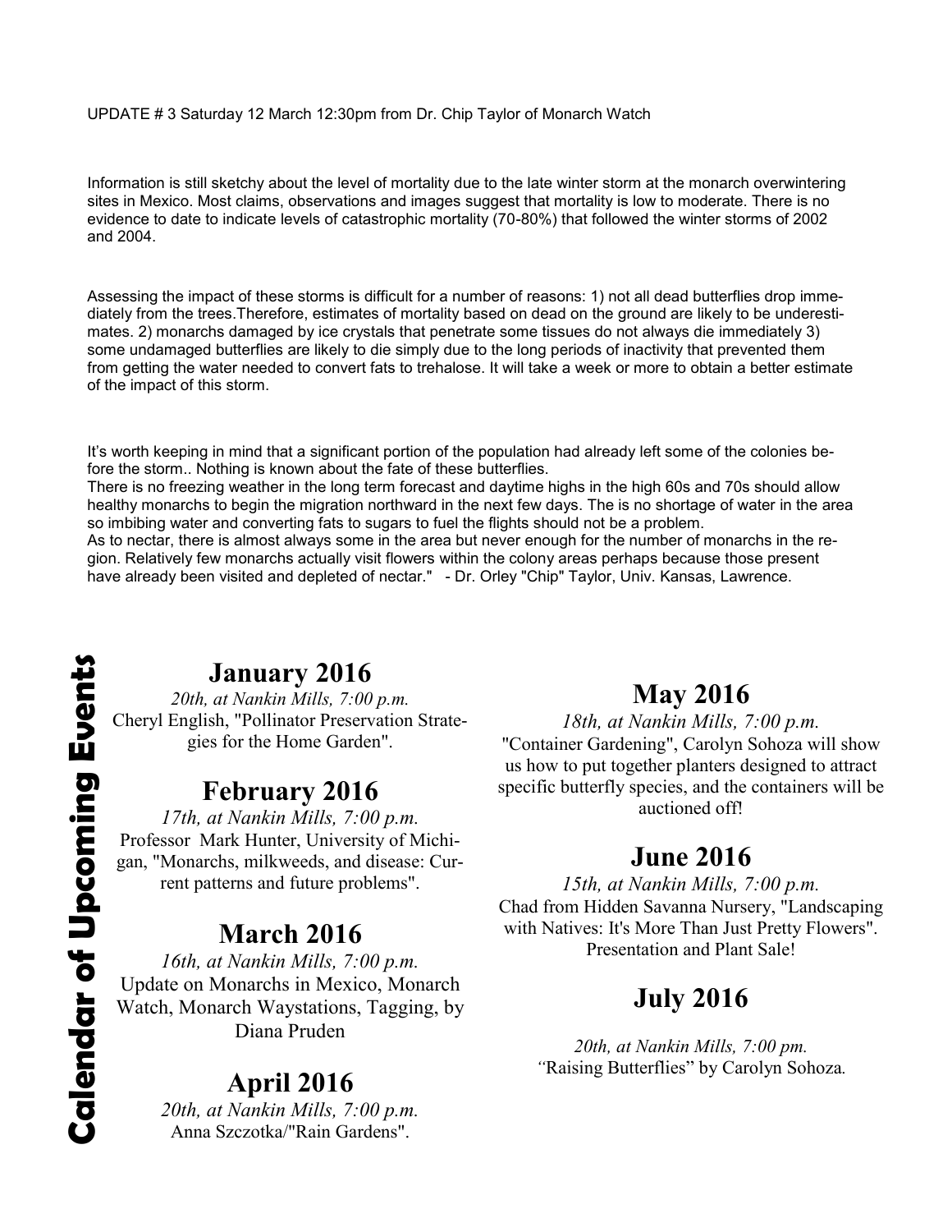UPDATE # 3 Saturday 12 March 12:30pm from Dr. Chip Taylor of Monarch Watch

Information is still sketchy about the level of mortality due to the late winter storm at the monarch overwintering sites in Mexico. Most claims, observations and images suggest that mortality is low to moderate. There is no evidence to date to indicate levels of catastrophic mortality (70-80%) that followed the winter storms of 2002 and 2004.

Assessing the impact of these storms is difficult for a number of reasons: 1) not all dead butterflies drop immediately from the trees.Therefore, estimates of mortality based on dead on the ground are likely to be underestimates. 2) monarchs damaged by ice crystals that penetrate some tissues do not always die immediately 3) some undamaged butterflies are likely to die simply due to the long periods of inactivity that prevented them from getting the water needed to convert fats to trehalose. It will take a week or more to obtain a better estimate of the impact of this storm.

It's worth keeping in mind that a significant portion of the population had already left some of the colonies before the storm.. Nothing is known about the fate of these butterflies.
There is no freezing weather in the long term forecast and daytime highs in the high 60s and 70s should allow healthy monarchs to begin the migration northward in the next few days. The is no shortage of water in the area so imbibing water and converting fats to sugars to fuel the flights should not be a problem.
As to nectar, there is almost always some in the area but never enough for the number of monarchs in the region. Relatively few monarchs actually visit flowers within the colony areas perhaps because those present have already been visited and depleted of nectar." - Dr. Orley "Chip" Taylor, Univ. Kansas, Lawrence.

# Calendar of Upcoming Events

## January 2016

*20th, at Nankin Mills, 7:00 p.m.*
Cheryl English, "Pollinator Preservation Strategies for the Home Garden".

## February 2016

*17th, at Nankin Mills, 7:00 p.m.*
Professor Mark Hunter, University of Michigan, "Monarchs, milkweeds, and disease: Current patterns and future problems".

## March 2016

*16th, at Nankin Mills, 7:00 p.m.*
Update on Monarchs in Mexico, Monarch Watch, Monarch Waystations, Tagging, by Diana Pruden

## April 2016

*20th, at Nankin Mills, 7:00 p.m.*
Anna Szczotka/"Rain Gardens".

## May 2016

*18th, at Nankin Mills, 7:00 p.m.*
"Container Gardening", Carolyn Sohoza will show us how to put together planters designed to attract specific butterfly species, and the containers will be auctioned off!

## June 2016

*15th, at Nankin Mills, 7:00 p.m.*
Chad from Hidden Savanna Nursery, "Landscaping with Natives: It's More Than Just Pretty Flowers". Presentation and Plant Sale!

## July 2016

*20th, at Nankin Mills, 7:00 pm.*
"Raising Butterflies" by Carolyn Sohoza.